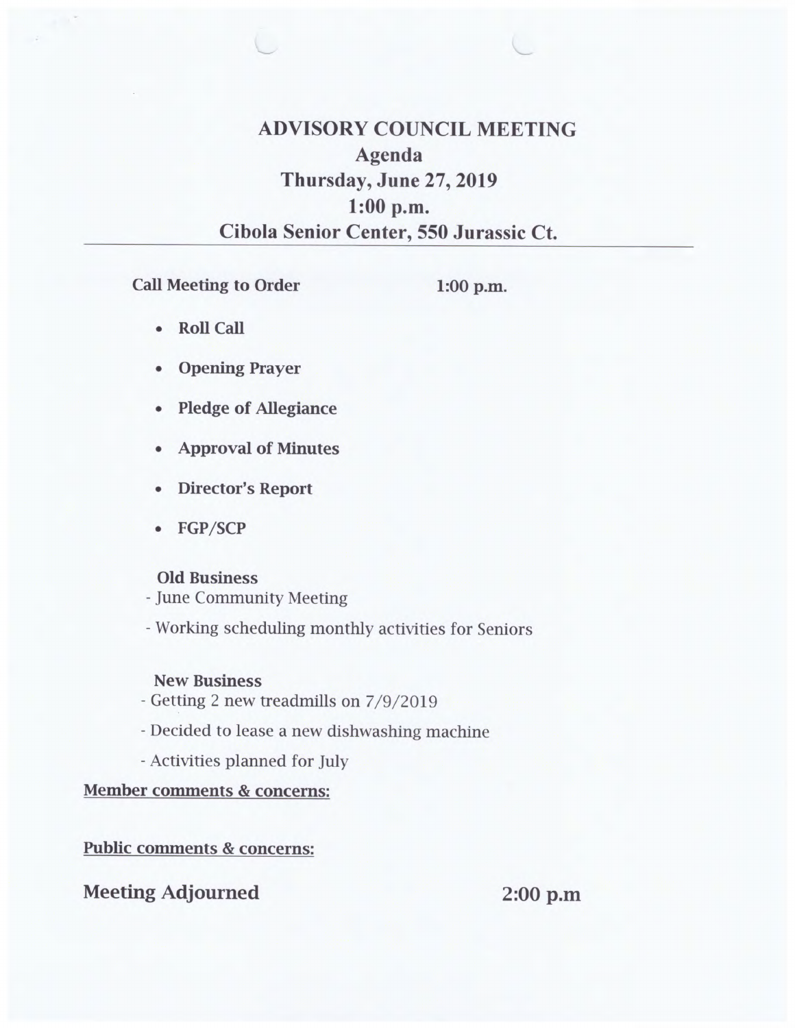# ADVISORY COUNCIL MEETING

## Agenda

## Thursday, June 27, 2019

## 1:00 p.m.

## Cibola Senior Center, 550 Jurassic Ct.

---

**Call Meeting to Order** **1:00 p.m.**

- **Roll Call**
- **Opening Prayer**
- **Pledge of Allegiance**
- **Approval of Minutes**
- **Director's Report**
- **FGP/SCP**

**Old Business**

- June Community Meeting
- Working scheduling monthly activities for Seniors

**New Business**

- Getting 2 new treadmills on 7/9/2019
- Decided to lease a new dishwashing machine
- Activities planned for July

**Member comments & concerns:**

**Public comments & concerns:**

**Meeting Adjourned** **2:00 p.m**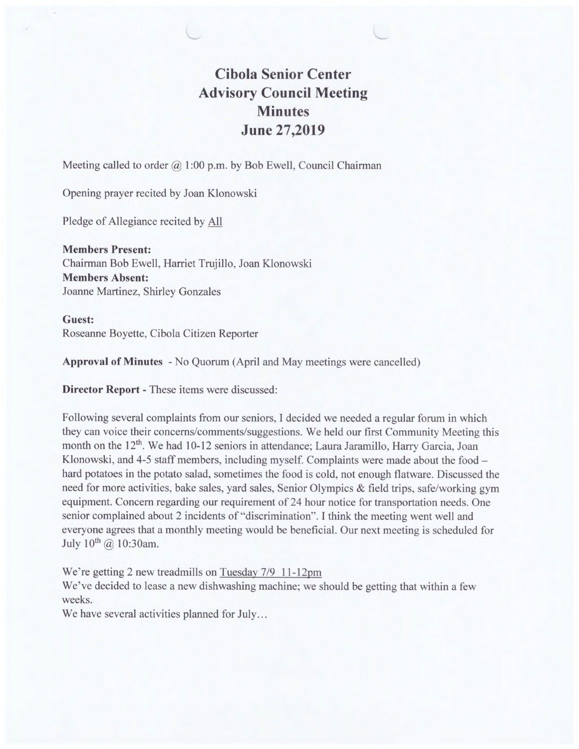# Cibola Senior Center
# Advisory Council Meeting
# Minutes
# June 27,2019

Meeting called to order @ 1:00 p.m. by Bob Ewell, Council Chairman

Opening prayer recited by Joan Klonowski

Pledge of Allegiance recited by <u>All</u>

**Members Present:**
Chairman Bob Ewell, Harriet Trujillo, Joan Klonowski
**Members Absent:**
Joanne Martinez, Shirley Gonzales

**Guest:**
Roseanne Boyette, Cibola Citizen Reporter

**Approval of Minutes** - No Quorum (April and May meetings were cancelled)

**Director Report -** These items were discussed:

Following several complaints from our seniors, I decided we needed a regular forum in which they can voice their concerns/comments/suggestions. We held our first Community Meeting this month on the 12th. We had 10-12 seniors in attendance; Laura Jaramillo, Harry Garcia, Joan Klonowski, and 4-5 staff members, including myself. Complaints were made about the food – hard potatoes in the potato salad, sometimes the food is cold, not enough flatware. Discussed the need for more activities, bake sales, yard sales, Senior Olympics & field trips, safe/working gym equipment. Concern regarding our requirement of 24 hour notice for transportation needs. One senior complained about 2 incidents of "discrimination". I think the meeting went well and everyone agrees that a monthly meeting would be beneficial. Our next meeting is scheduled for July 10th @ 10:30am.

We're getting 2 new treadmills on <u>Tuesday 7/9 11-12pm</u>
We've decided to lease a new dishwashing machine; we should be getting that within a few weeks.
We have several activities planned for July…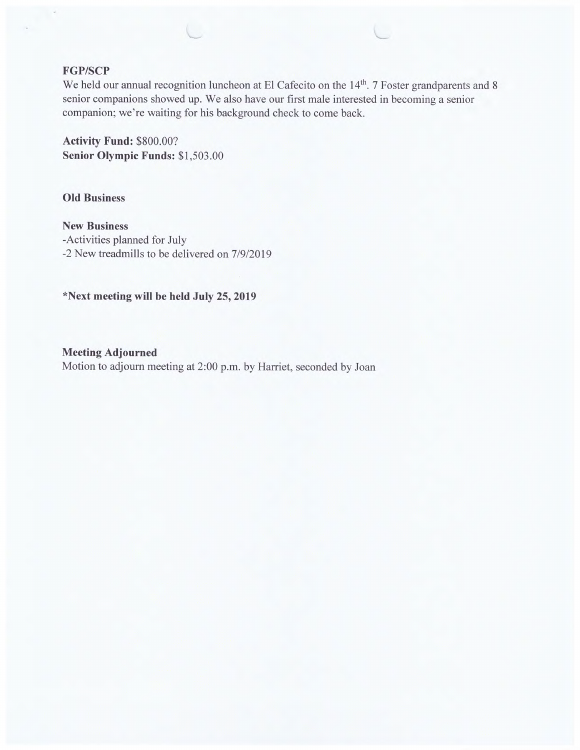**FGP/SCP**

We held our annual recognition luncheon at El Cafecito on the 14th. 7 Foster grandparents and 8 senior companions showed up. We also have our first male interested in becoming a senior companion; we're waiting for his background check to come back.

**Activity Fund:** $800.00?
**Senior Olympic Funds:** $1,503.00

**Old Business**

**New Business**
-Activities planned for July
-2 New treadmills to be delivered on 7/9/2019

**\*Next meeting will be held July 25, 2019**

**Meeting Adjourned**
Motion to adjourn meeting at 2:00 p.m. by Harriet, seconded by Joan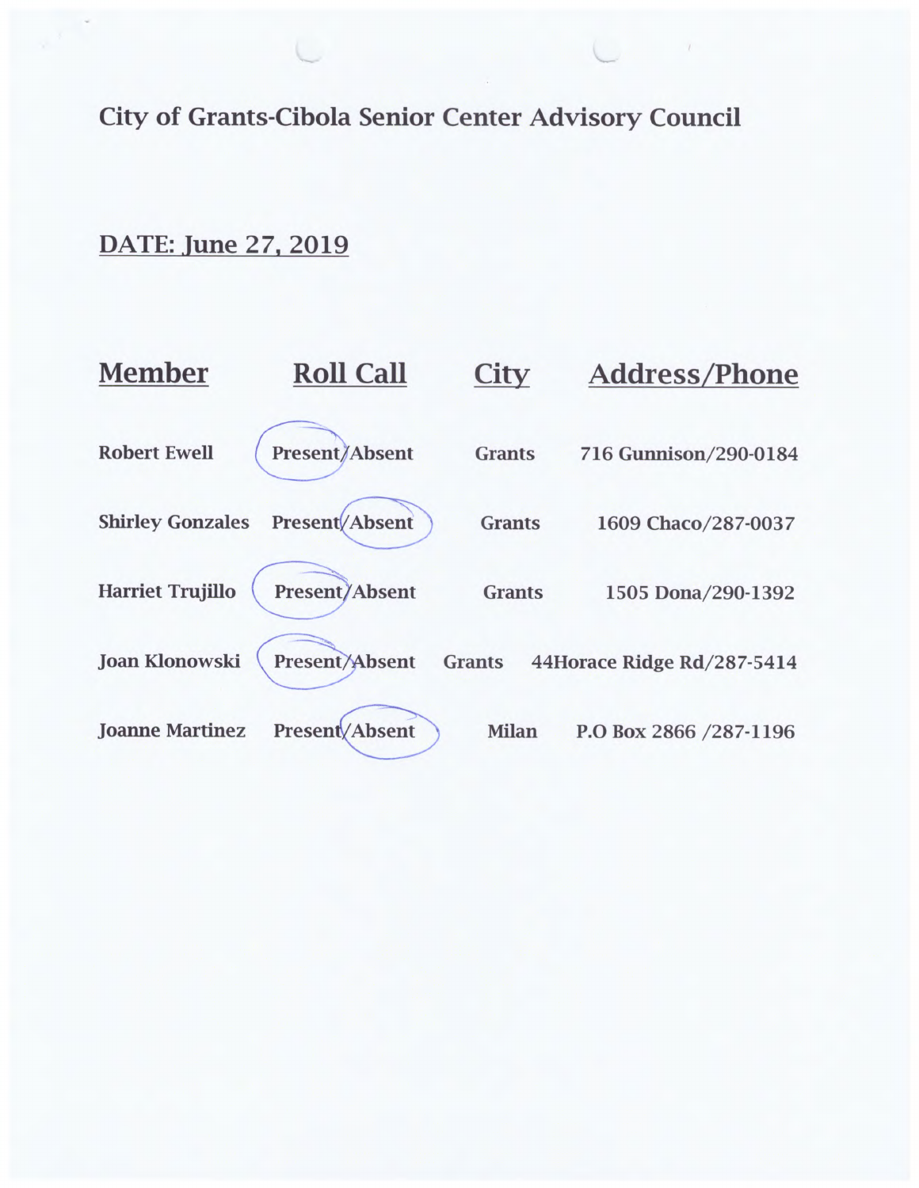## City of Grants-Cibola Senior Center Advisory Council

### DATE: June 27, 2019

| Member | Roll Call | City | Address/Phone |
|---|---|---|---|
| Robert Ewell | Present/Absent | Grants | 716 Gunnison/290-0184 |
| Shirley Gonzales | Present/Absent | Grants | 1609 Chaco/287-0037 |
| Harriet Trujillo | Present/Absent | Grants | 1505 Dona/290-1392 |
| Joan Klonowski | Present/Absent | Grants | 44Horace Ridge Rd/287-5414 |
| Joanne Martinez | Present/Absent | Milan | P.O Box 2866 /287-1196 |